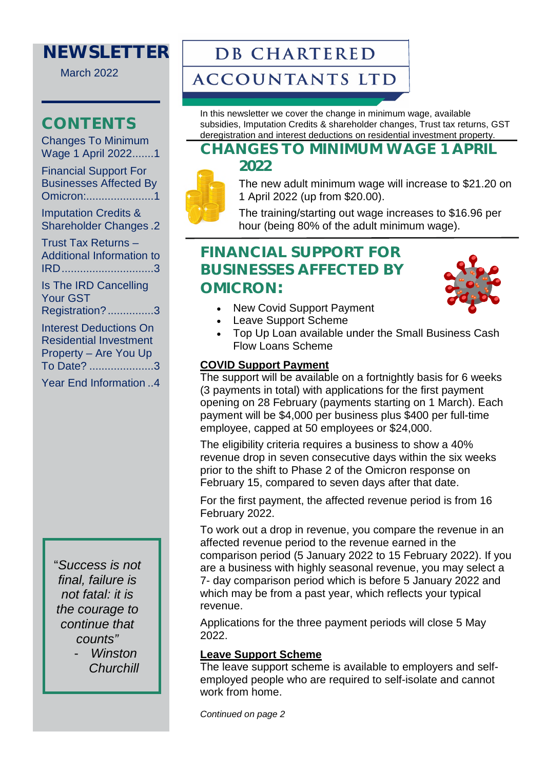# NEWSLETTER

March 2022

# DB CHARTERED ACCOUNTANTS LTD

## CONTENTS

Changes To Minimum Wage 1 April 2022.......1

Financial Support For Businesses Affected By Omicron:......................1

Imputation Credits & Shareholder Changes .2

Trust Tax Returns – Additional Information to IRD..............................3

Is The IRD Cancelling Your GST Registration?...............3

Interest Deductions On Residential Investment Property – Are You Up To Date? .....................3

Year End Information ..4

*"Success is not final, failure is not fatal: it is the courage to continue that counts"*
*- Winston Churchill*

In this newsletter we cover the change in minimum wage, available subsidies, Imputation Credits & shareholder changes, Trust tax returns, GST deregistration and interest deductions on residential investment property.

## CHANGES TO MINIMUM WAGE 1 APRIL 2022

The new adult minimum wage will increase to $21.20 on 1 April 2022 (up from $20.00).

The training/starting out wage increases to $16.96 per hour (being 80% of the adult minimum wage).

## FINANCIAL SUPPORT FOR BUSINESSES AFFECTED BY OMICRON:

- New Covid Support Payment
- Leave Support Scheme
- Top Up Loan available under the Small Business Cash Flow Loans Scheme

### COVID Support Payment

The support will be available on a fortnightly basis for 6 weeks (3 payments in total) with applications for the first payment opening on 28 February (payments starting on 1 March). Each payment will be $4,000 per business plus $400 per full-time employee, capped at 50 employees or $24,000.

The eligibility criteria requires a business to show a 40% revenue drop in seven consecutive days within the six weeks prior to the shift to Phase 2 of the Omicron response on February 15, compared to seven days after that date.

For the first payment, the affected revenue period is from 16 February 2022.

To work out a drop in revenue, you compare the revenue in an affected revenue period to the revenue earned in the comparison period (5 January 2022 to 15 February 2022). If you are a business with highly seasonal revenue, you may select a 7- day comparison period which is before 5 January 2022 and which may be from a past year, which reflects your typical revenue.

Applications for the three payment periods will close 5 May 2022.

### Leave Support Scheme

The leave support scheme is available to employers and self-employed people who are required to self-isolate and cannot work from home.

*Continued on page 2*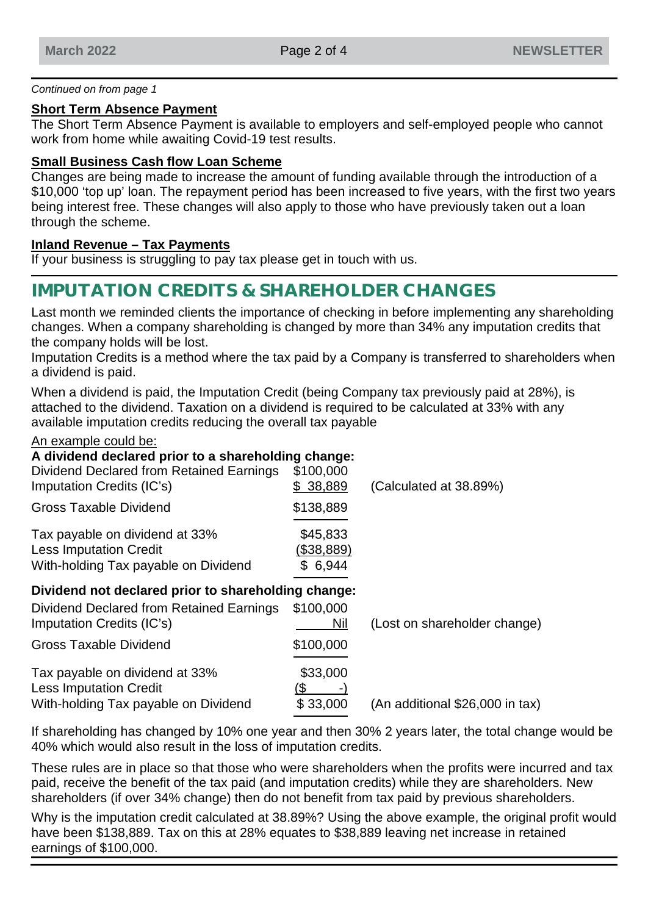*Continued on from page 1*

**Short Term Absence Payment**

The Short Term Absence Payment is available to employers and self-employed people who cannot work from home while awaiting Covid-19 test results.

**Small Business Cash flow Loan Scheme**

Changes are being made to increase the amount of funding available through the introduction of a $10,000 'top up' loan. The repayment period has been increased to five years, with the first two years being interest free. These changes will also apply to those who have previously taken out a loan through the scheme.

**Inland Revenue – Tax Payments**

If your business is struggling to pay tax please get in touch with us.

## IMPUTATION CREDITS & SHAREHOLDER CHANGES

Last month we reminded clients the importance of checking in before implementing any shareholding changes. When a company shareholding is changed by more than 34% any imputation credits that the company holds will be lost.

Imputation Credits is a method where the tax paid by a Company is transferred to shareholders when a dividend is paid.

When a dividend is paid, the Imputation Credit (being Company tax previously paid at 28%), is attached to the dividend. Taxation on a dividend is required to be calculated at 33% with any available imputation credits reducing the overall tax payable

An example could be:

**A dividend declared prior to a shareholding change:**

| | | |
|---|---|---|
| Dividend Declared from Retained Earnings | $100,000 | |
| Imputation Credits (IC's) | $ 38,889 | (Calculated at 38.89%) |
| Gross Taxable Dividend | $138,889 | |
| Tax payable on dividend at 33% | $45,833 | |
| Less Imputation Credit | ($38,889) | |
| With-holding Tax payable on Dividend | $ 6,944 | |

**Dividend not declared prior to shareholding change:**

| | | |
|---|---|---|
| Dividend Declared from Retained Earnings | $100,000 | |
| Imputation Credits (IC's) | Nil | (Lost on shareholder change) |
| Gross Taxable Dividend | $100,000 | |
| Tax payable on dividend at 33% | $33,000 | |
| Less Imputation Credit | ($ -) | |
| With-holding Tax payable on Dividend | $ 33,000 | (An additional $26,000 in tax) |

If shareholding has changed by 10% one year and then 30% 2 years later, the total change would be 40% which would also result in the loss of imputation credits.

These rules are in place so that those who were shareholders when the profits were incurred and tax paid, receive the benefit of the tax paid (and imputation credits) while they are shareholders. New shareholders (if over 34% change) then do not benefit from tax paid by previous shareholders.

Why is the imputation credit calculated at 38.89%? Using the above example, the original profit would have been $138,889. Tax on this at 28% equates to $38,889 leaving net increase in retained earnings of $100,000.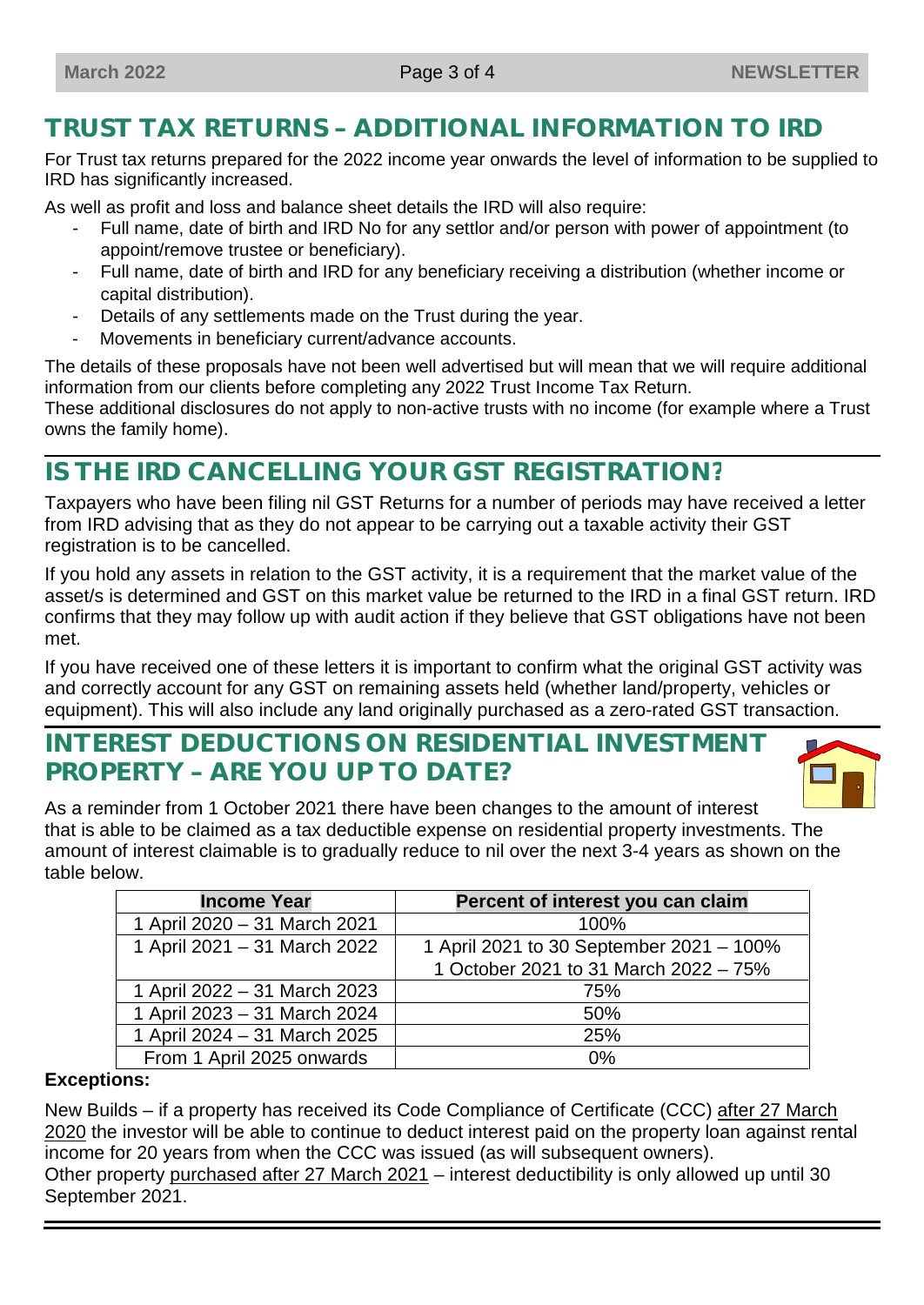## TRUST TAX RETURNS – ADDITIONAL INFORMATION TO IRD

For Trust tax returns prepared for the 2022 income year onwards the level of information to be supplied to IRD has significantly increased.

As well as profit and loss and balance sheet details the IRD will also require:

- Full name, date of birth and IRD No for any settlor and/or person with power of appointment (to appoint/remove trustee or beneficiary).
- Full name, date of birth and IRD for any beneficiary receiving a distribution (whether income or capital distribution).
- Details of any settlements made on the Trust during the year.
- Movements in beneficiary current/advance accounts.

The details of these proposals have not been well advertised but will mean that we will require additional information from our clients before completing any 2022 Trust Income Tax Return.
These additional disclosures do not apply to non-active trusts with no income (for example where a Trust owns the family home).

## IS THE IRD CANCELLING YOUR GST REGISTRATION?

Taxpayers who have been filing nil GST Returns for a number of periods may have received a letter from IRD advising that as they do not appear to be carrying out a taxable activity their GST registration is to be cancelled.

If you hold any assets in relation to the GST activity, it is a requirement that the market value of the asset/s is determined and GST on this market value be returned to the IRD in a final GST return. IRD confirms that they may follow up with audit action if they believe that GST obligations have not been met.

If you have received one of these letters it is important to confirm what the original GST activity was and correctly account for any GST on remaining assets held (whether land/property, vehicles or equipment). This will also include any land originally purchased as a zero-rated GST transaction.

## INTEREST DEDUCTIONS ON RESIDENTIAL INVESTMENT PROPERTY – ARE YOU UP TO DATE?

As a reminder from 1 October 2021 there have been changes to the amount of interest that is able to be claimed as a tax deductible expense on residential property investments. The amount of interest claimable is to gradually reduce to nil over the next 3-4 years as shown on the table below.

| Income Year | Percent of interest you can claim |
|---|---|
| 1 April 2020 – 31 March 2021 | 100% |
| 1 April 2021 – 31 March 2022 | 1 April 2021 to 30 September 2021 – 100%<br>1 October 2021 to 31 March 2022 – 75% |
| 1 April 2022 – 31 March 2023 | 75% |
| 1 April 2023 – 31 March 2024 | 50% |
| 1 April 2024 – 31 March 2025 | 25% |
| From 1 April 2025 onwards | 0% |

**Exceptions:**

New Builds – if a property has received its Code Compliance of Certificate (CCC) after 27 March 2020 the investor will be able to continue to deduct interest paid on the property loan against rental income for 20 years from when the CCC was issued (as will subsequent owners).
Other property purchased after 27 March 2021 – interest deductibility is only allowed up until 30 September 2021.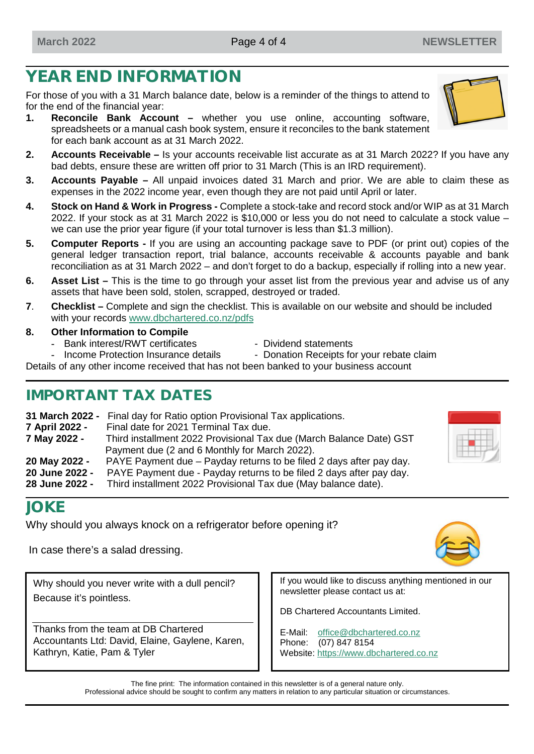## YEAR END INFORMATION

For those of you with a 31 March balance date, below is a reminder of the things to attend to for the end of the financial year:

1. **Reconcile Bank Account –** whether you use online, accounting software, spreadsheets or a manual cash book system, ensure it reconciles to the bank statement for each bank account as at 31 March 2022.
2. **Accounts Receivable –** Is your accounts receivable list accurate as at 31 March 2022? If you have any bad debts, ensure these are written off prior to 31 March (This is an IRD requirement).
3. **Accounts Payable –** All unpaid invoices dated 31 March and prior. We are able to claim these as expenses in the 2022 income year, even though they are not paid until April or later.
4. **Stock on Hand & Work in Progress -** Complete a stock-take and record stock and/or WIP as at 31 March 2022. If your stock as at 31 March 2022 is $10,000 or less you do not need to calculate a stock value – we can use the prior year figure (if your total turnover is less than $1.3 million).
5. **Computer Reports -** If you are using an accounting package save to PDF (or print out) copies of the general ledger transaction report, trial balance, accounts receivable & accounts payable and bank reconciliation as at 31 March 2022 – and don't forget to do a backup, especially if rolling into a new year.
6. **Asset List –** This is the time to go through your asset list from the previous year and advise us of any assets that have been sold, stolen, scrapped, destroyed or traded.
7. **Checklist –** Complete and sign the checklist. This is available on our website and should be included with your records www.dbchartered.co.nz/pdfs
8. **Other Information to Compile**
   - Bank interest/RWT certificates
   - Dividend statements
   - Income Protection Insurance details
   - Donation Receipts for your rebate claim

Details of any other income received that has not been banked to your business account

## IMPORTANT TAX DATES

**31 March 2022 -** Final day for Ratio option Provisional Tax applications.
**7 April 2022 -** Final date for 2021 Terminal Tax due.
**7 May 2022 -** Third installment 2022 Provisional Tax due (March Balance Date) GST Payment due (2 and 6 Monthly for March 2022).
**20 May 2022 -** PAYE Payment due – Payday returns to be filed 2 days after pay day.
**20 June 2022 -** PAYE Payment due - Payday returns to be filed 2 days after pay day.
**28 June 2022 -** Third installment 2022 Provisional Tax due (May balance date).

## JOKE

Why should you always knock on a refrigerator before opening it?

In case there's a salad dressing.

Why should you never write with a dull pencil?
Because it's pointless.

Thanks from the team at DB Chartered Accountants Ltd: David, Elaine, Gaylene, Karen, Kathryn, Katie, Pam & Tyler

If you would like to discuss anything mentioned in our newsletter please contact us at:

DB Chartered Accountants Limited.

E-Mail: office@dbchartered.co.nz
Phone: (07) 847 8154
Website: https://www.dbchartered.co.nz

The fine print: The information contained in this newsletter is of a general nature only.
Professional advice should be sought to confirm any matters in relation to any particular situation or circumstances.